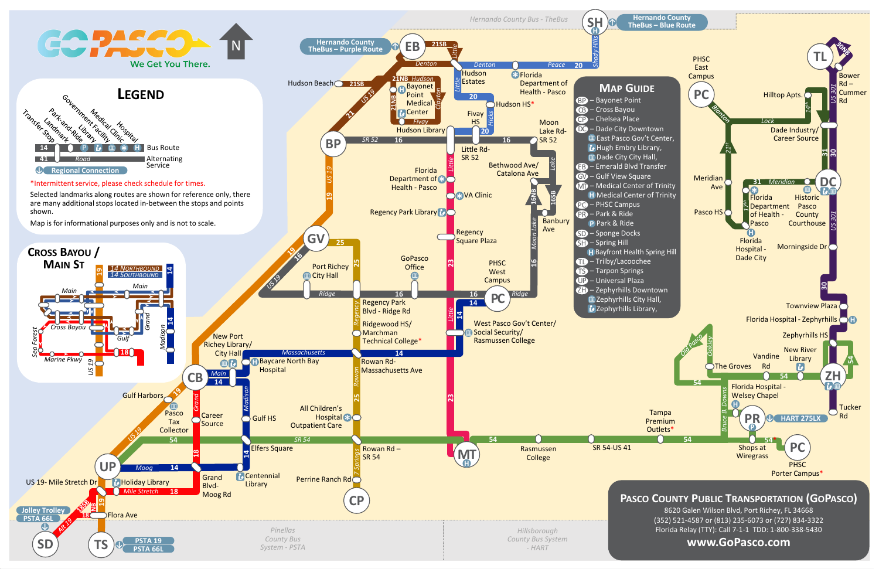# GO PASCO

We Get You There.

## Legend

- Transfer Stop
- Landmark
- Park-and-Ride
- Library
- Medical Facility
- Medical Clinic
- Government
- Hospital
- 14 — Bus Route
- 41 Road — Alternating Service
- Regional Connection

*Intermittent service, please check schedule for times.

Selected landmarks along routes are shown for reference only, there are many additional stops located in-between the stops and points shown.

Map is for informational purposes only and is not to scale.

## Cross Bayou / Main St

14 Northbound
14 Southbound

## Map Guide

- BP – Bayonet Point
- CB – Cross Bayou
- CP – Chelsea Place
- DC – Dade City Downtown
  - East Pasco Gov't Center,
  - Hugh Embry Library,
  - Dade City City Hall,
- EB – Emerald Blvd Transfer
- GV – Gulf View Square
- MT – Medical Center of Trinity
  - Medical Center of Trinity
- PC – PHSC Campus
- PR – Park & Ride
  - Park & Ride
- SD – Sponge Docks
- SH – Spring Hill
  - Bayfront Health Spring Hill
- TL – Trilby/Lacoochee
- TS – Tarpon Springs
- UP – Universal Plaza
- ZH – Zephyrhills Downtown
  - Zephyrhills City Hall,
  - Zephyrhills Library,

## Regional Connections

- Hernando County TheBus – Purple Route
- Hernando County TheBus – Blue Route
- HART 275LX
- Jolley Trolley
- PSTA 66L
- PSTA 19

Hernando County Bus - TheBus
Pinellas County Bus System - PSTA
Hillsborough County Bus System - HART

## Pasco County Public Transportation (GoPasco)

8620 Galen Wilson Blvd, Port Richey, FL 34668

(352) 521-4587 or (813) 235-6073 or (727) 834-3322

Florida Relay (TTY): Call 7-1-1 TDD: 1-800-338-5430

www.GoPasco.com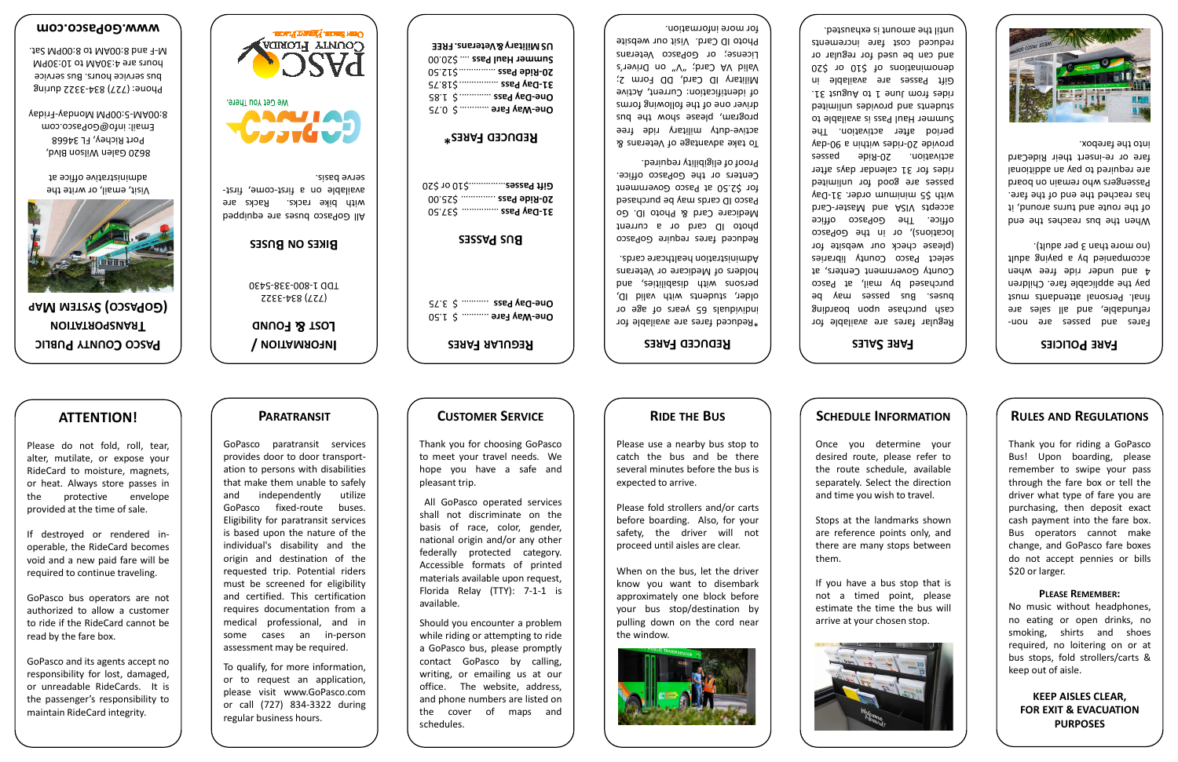# Pasco County Public Transportation (GoPasco) System Map

Visit, email, or write the administrative office at

8620 Galen Wilson Blvd, Port Richey, FL 34668

Email: info@GoPasco.com

8:00AM-5:00PM Monday-Friday

Phone: (727) 834-3322 during bus service hours. Bus service hours are 4:30AM to 10:30PM M-F and 8:00AM to 8:00PM Sat.

www.GoPasco.com

## Information / Lost & Found

(727) 834-3322

TDD 1-800-338-5830

## Bikes on Buses

All GoPasco buses are equipped with bike racks. Racks are available on a first-come, first-serve basis.

GoPasco — We Get You There.

Pasco County Florida — Open Spaces. Vibrant Places.

## Regular Fares

| | |
|---|---|
| One-Way Fare | $ 1.50 |
| One-Day Pass | $ 3.75 |

## Bus Passes

| | |
|---|---|
| 31-Day Pass | $37.50 |
| 20-Ride Pass | $25.00 |
| Gift Passes | $10 or $20 |

## Reduced Fares*

| | |
|---|---|
| One-Way Fare | $ 0.75 |
| One-Day Pass | $ 1.85 |
| 31-Day Pass | $18.75 |
| 20-Ride Pass | $12.50 |
| Summer Haul Pass | $20.00 |
| US Military & Veterans | FREE |

## Reduced Fares

*Reduced fares are available for individuals 65 years of age or older, students with valid ID, persons with disabilities, and holders of Medicare or Veterans Administration healthcare cards.

Reduced fares require GoPasco photo ID card or a current Medicare Card & Photo ID. Go Pasco ID cards may be purchased for $2.50 at Pasco Government Centers or the GoPasco office. Proof of eligibility required.

To take advantage of Veterans & active-duty military ride free program, please show the bus driver one of the following forms of identification: Current, Active Military ID Card, DD Form 2, Valid VA Card, "V" on Driver's License, or GoPasco Veterans Photo ID Card. Visit our website for more information.

## Fare Sales

Regular fares are available for cash purchase upon boarding buses. Bus passes may be purchased by mail, at Pasco County Government Centers, at select Pasco County libraries (please check our website for locations), or in the GoPasco office. The GoPasco office accepts VISA and Master-Card with $5 minimum order. 31-Day passes are good for unlimited rides for 31 calendar days after activation. 20-Ride passes provide 20-rides within a 90-day period after activation. The Summer Haul Pass is available to students and provides unlimited rides from June 1 to August 31.

Gift Passes are available in denominations of $10 or $20 and can be used for regular or reduced cost fare increments until the amount is exhausted.

## Fare Policies

Fares and passes are non-refundable, and all sales are final. Personal attendants must pay the applicable fare. Children 4 and under ride free when accompanied by a paying adult (no more than 3 per adult).

When the bus reaches the end of the route and turns around, it has reached the end of the fare. Passengers who remain on board are required to pay an additional fare or re-insert their RideCard into the farebox.

## Attention!

Please do not fold, roll, tear, alter, mutilate, or expose your RideCard to moisture, magnets, or heat. Always store passes in the protective envelope provided at the time of sale.

If destroyed or rendered inoperable, the RideCard becomes void and a new paid fare will be required to continue traveling.

GoPasco bus operators are not authorized to allow a customer to ride if the RideCard cannot be read by the fare box.

GoPasco and its agents accept no responsibility for lost, damaged, or unreadable RideCards. It is the passenger's responsibility to maintain RideCard integrity.

## Paratransit

GoPasco paratransit services provides door to door transportation to persons with disabilities that make them unable to safely and independently utilize GoPasco fixed-route buses. Eligibility for paratransit services is based upon the nature of the individual's disability and the origin and destination of the requested trip. Potential riders must be screened for eligibility and certified. This certification requires documentation from a medical professional, and in some cases an in-person assessment may be required.

To qualify, for more information, or to request an application, please visit www.GoPasco.com or call (727) 834-3322 during regular business hours.

## Customer Service

Thank you for choosing GoPasco to meet your travel needs. We hope you have a safe and pleasant trip.

All GoPasco operated services shall not discriminate on the basis of race, color, gender, national origin and/or any other federally protected category. Accessible formats of printed materials available upon request, Florida Relay (TTY): 7-1-1 is available.

Should you encounter a problem while riding or attempting to ride a GoPasco bus, please promptly contact GoPasco by calling, writing, or emailing us at our office. The website, address, and phone numbers are listed on the cover of maps and schedules.

## Ride the Bus

Please use a nearby bus stop to catch the bus and be there several minutes before the bus is expected to arrive.

Please fold strollers and/or carts before boarding. Also, for your safety, the driver will not proceed until aisles are clear.

When on the bus, let the driver know you want to disembark approximately one block before your bus stop/destination by pulling down on the cord near the window.

## Schedule Information

Once you determine your desired route, please refer to the route schedule, available separately. Select the direction and time you wish to travel.

Stops at the landmarks shown are reference points only, and there are many stops between them.

If you have a bus stop that is not a timed point, please estimate the time the bus will arrive at your chosen stop.

## Rules and Regulations

Thank you for riding a GoPasco Bus! Upon boarding, please remember to swipe your pass through the fare box or tell the driver what type of fare you are purchasing, then deposit exact cash payment into the fare box. Bus operators cannot make change, and GoPasco fare boxes do not accept pennies or bills $20 or larger.

**Please Remember:**

No music without headphones, no eating or open drinks, no smoking, shirts and shoes required, no loitering on or at bus stops, fold strollers/carts & keep out of aisle.

**KEEP AISLES CLEAR, FOR EXIT & EVACUATION PURPOSES**